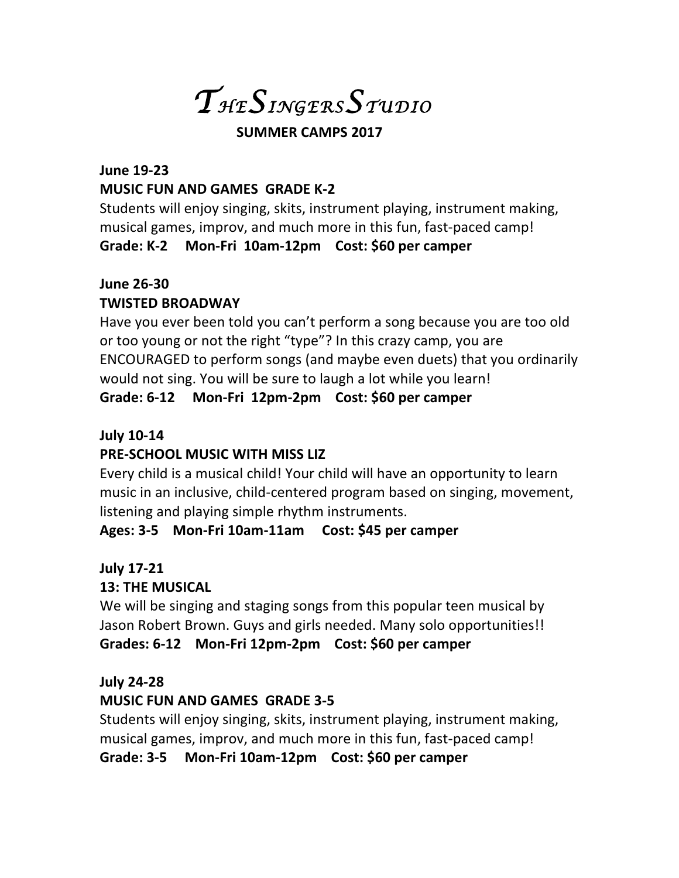# *TheSingersStudio*

## SUMMER CAMPS 2017

**June 19-23**
**MUSIC FUN AND GAMES GRADE K-2**

Students will enjoy singing, skits, instrument playing, instrument making, musical games, improv, and much more in this fun, fast-paced camp!

**Grade: K-2 Mon-Fri 10am-12pm Cost: $60 per camper**

**June 26-30**
**TWISTED BROADWAY**

Have you ever been told you can't perform a song because you are too old or too young or not the right "type"? In this crazy camp, you are ENCOURAGED to perform songs (and maybe even duets) that you ordinarily would not sing. You will be sure to laugh a lot while you learn!

**Grade: 6-12 Mon-Fri 12pm-2pm Cost: $60 per camper**

**July 10-14**
**PRE-SCHOOL MUSIC WITH MISS LIZ**

Every child is a musical child! Your child will have an opportunity to learn music in an inclusive, child-centered program based on singing, movement, listening and playing simple rhythm instruments.

**Ages: 3-5 Mon-Fri 10am-11am Cost: $45 per camper**

**July 17-21**
**13: THE MUSICAL**

We will be singing and staging songs from this popular teen musical by Jason Robert Brown. Guys and girls needed. Many solo opportunities!!

**Grades: 6-12 Mon-Fri 12pm-2pm Cost: $60 per camper**

**July 24-28**
**MUSIC FUN AND GAMES GRADE 3-5**

Students will enjoy singing, skits, instrument playing, instrument making, musical games, improv, and much more in this fun, fast-paced camp!

**Grade: 3-5 Mon-Fri 10am-12pm Cost: $60 per camper**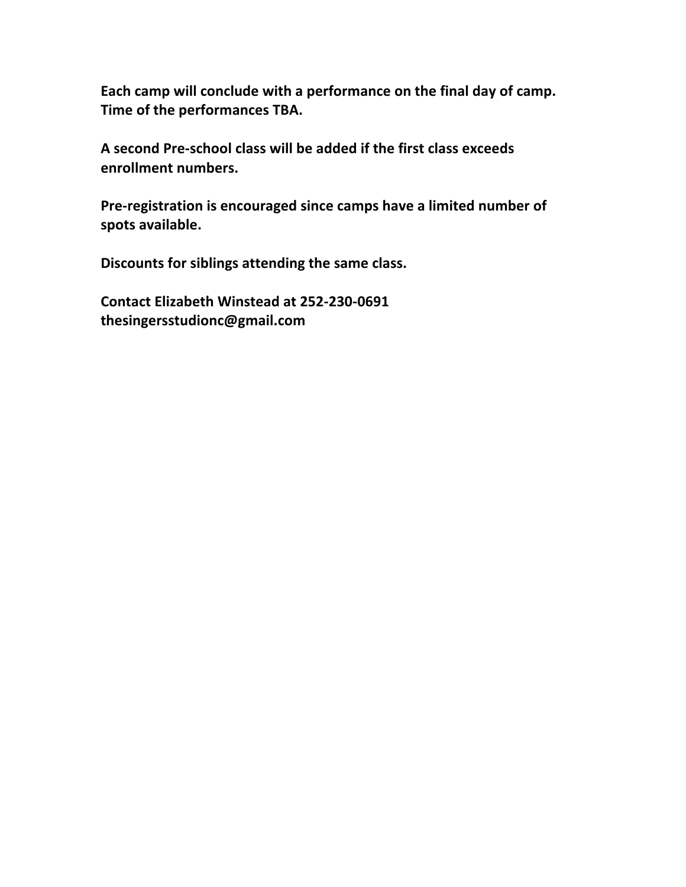**Each camp will conclude with a performance on the final day of camp. Time of the performances TBA.**

**A second Pre-school class will be added if the first class exceeds enrollment numbers.**

**Pre-registration is encouraged since camps have a limited number of spots available.**

**Discounts for siblings attending the same class.**

**Contact Elizabeth Winstead at 252-230-0691**
**thesingersstudionc@gmail.com**